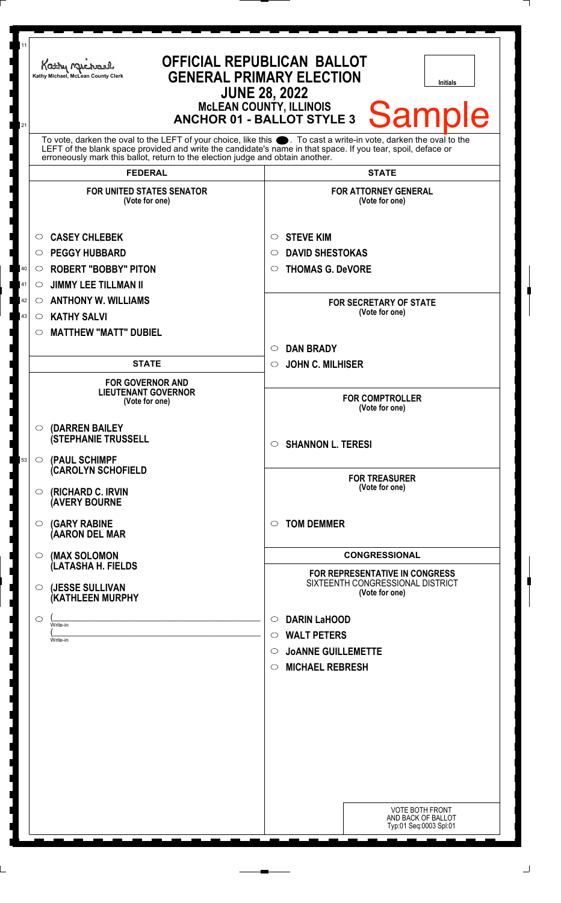Kathy Michael, McLean County Clerk

# OFFICIAL REPUBLICAN BALLOT
## GENERAL PRIMARY ELECTION
### JUNE 28, 2022
### McLEAN COUNTY, ILLINOIS
### ANCHOR 01 - BALLOT STYLE 3

Initials

Sample

To vote, darken the oval to the LEFT of your choice, like this ●. To cast a write-in vote, darken the oval to the LEFT of the blank space provided and write the candidate's name in that space. If you tear, spoil, deface or erroneously mark this ballot, return to the election judge and obtain another.

## FEDERAL

**FOR UNITED STATES SENATOR**
(Vote for one)

- ○ CASEY CHLEBEK
- ○ PEGGY HUBBARD
- ○ ROBERT "BOBBY" PITON
- ○ JIMMY LEE TILLMAN II
- ○ ANTHONY W. WILLIAMS
- ○ KATHY SALVI
- ○ MATTHEW "MATT" DUBIEL

## STATE

**FOR GOVERNOR AND LIEUTENANT GOVERNOR**
(Vote for one)

- ○ (DARREN BAILEY (STEPHANIE TRUSSELL
- ○ (PAUL SCHIMPF (CAROLYN SCHOFIELD
- ○ (RICHARD C. IRVIN (AVERY BOURNE
- ○ (GARY RABINE (AARON DEL MAR
- ○ (MAX SOLOMON (LATASHA H. FIELDS
- ○ (JESSE SULLIVAN (KATHLEEN MURPHY
- ○ (________________ Write-in
  (________________ Write-in

## STATE

**FOR ATTORNEY GENERAL**
(Vote for one)

- ○ STEVE KIM
- ○ DAVID SHESTOKAS
- ○ THOMAS G. DeVORE

**FOR SECRETARY OF STATE**
(Vote for one)

- ○ DAN BRADY
- ○ JOHN C. MILHISER

**FOR COMPTROLLER**
(Vote for one)

- ○ SHANNON L. TERESI

**FOR TREASURER**
(Vote for one)

- ○ TOM DEMMER

## CONGRESSIONAL

**FOR REPRESENTATIVE IN CONGRESS**
SIXTEENTH CONGRESSIONAL DISTRICT
(Vote for one)

- ○ DARIN LaHOOD
- ○ WALT PETERS
- ○ JoANNE GUILLEMETTE
- ○ MICHAEL REBRESH

VOTE BOTH FRONT AND BACK OF BALLOT
Typ:01 Seq:0003 Spl:01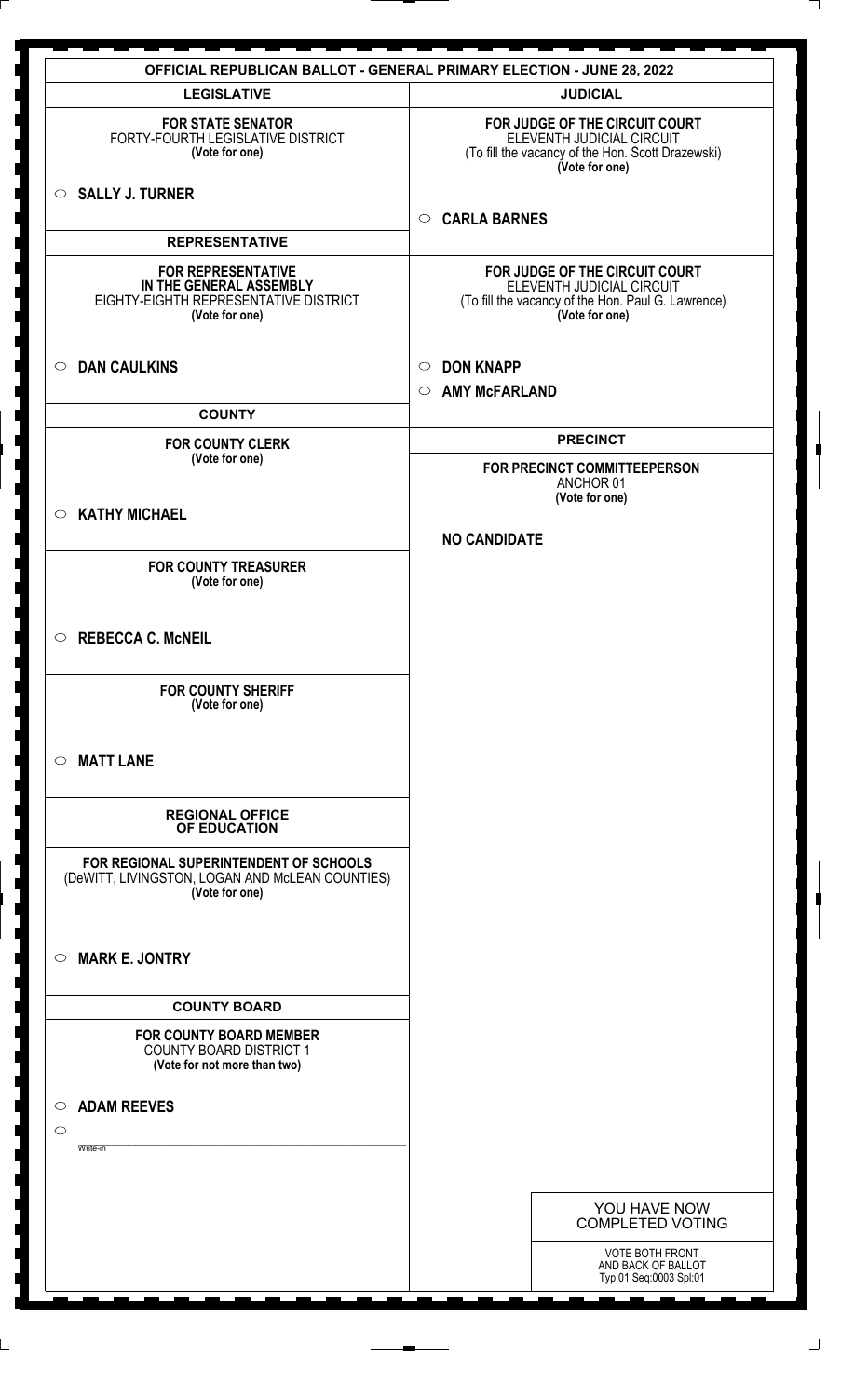# OFFICIAL REPUBLICAN BALLOT - GENERAL PRIMARY ELECTION - JUNE 28, 2022

## LEGISLATIVE

**FOR STATE SENATOR**
FORTY-FOURTH LEGISLATIVE DISTRICT
**(Vote for one)**

○ **SALLY J. TURNER**

## REPRESENTATIVE

**FOR REPRESENTATIVE IN THE GENERAL ASSEMBLY**
EIGHTY-EIGHTH REPRESENTATIVE DISTRICT
**(Vote for one)**

○ **DAN CAULKINS**

## COUNTY

**FOR COUNTY CLERK**
**(Vote for one)**

○ **KATHY MICHAEL**

**FOR COUNTY TREASURER**
**(Vote for one)**

○ **REBECCA C. McNEIL**

**FOR COUNTY SHERIFF**
**(Vote for one)**

○ **MATT LANE**

## REGIONAL OFFICE OF EDUCATION

**FOR REGIONAL SUPERINTENDENT OF SCHOOLS**
(DeWITT, LIVINGSTON, LOGAN AND McLEAN COUNTIES)
**(Vote for one)**

○ **MARK E. JONTRY**

## COUNTY BOARD

**FOR COUNTY BOARD MEMBER**
COUNTY BOARD DISTRICT 1
**(Vote for not more than two)**

○ **ADAM REEVES**

○ ____________________
Write-in

## JUDICIAL

**FOR JUDGE OF THE CIRCUIT COURT**
ELEVENTH JUDICIAL CIRCUIT
(To fill the vacancy of the Hon. Scott Drazewski)
**(Vote for one)**

○ **CARLA BARNES**

**FOR JUDGE OF THE CIRCUIT COURT**
ELEVENTH JUDICIAL CIRCUIT
(To fill the vacancy of the Hon. Paul G. Lawrence)
**(Vote for one)**

○ **DON KNAPP**

○ **AMY McFARLAND**

## PRECINCT

**FOR PRECINCT COMMITTEEPERSON**
ANCHOR 01
**(Vote for one)**

**NO CANDIDATE**

YOU HAVE NOW COMPLETED VOTING

VOTE BOTH FRONT AND BACK OF BALLOT
Typ:01 Seq:0003 Spl:01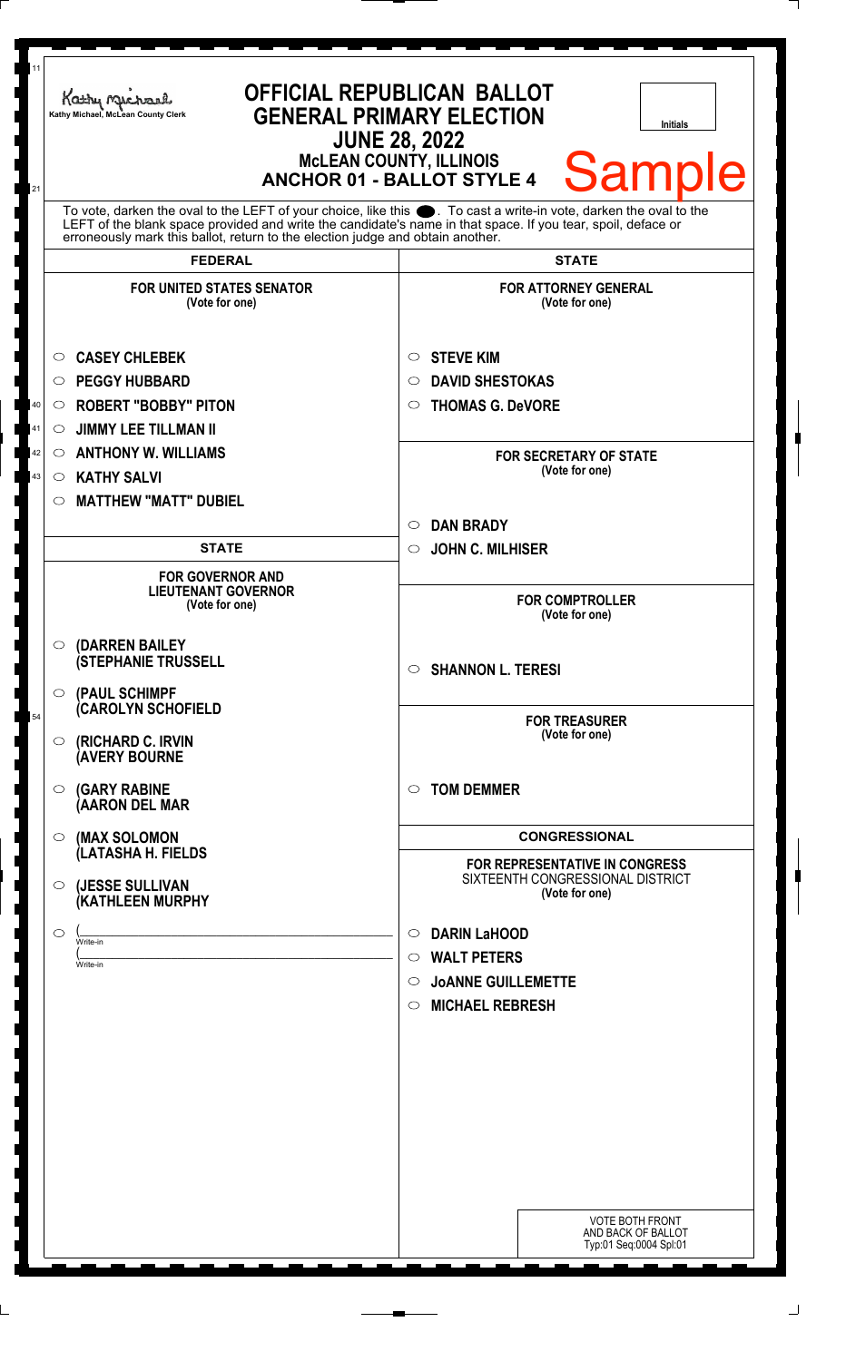Kathy Michael, McLean County Clerk

# OFFICIAL REPUBLICAN BALLOT
## GENERAL PRIMARY ELECTION
### JUNE 28, 2022
### McLEAN COUNTY, ILLINOIS
### ANCHOR 01 - BALLOT STYLE 4

Initials

**Sample**

To vote, darken the oval to the LEFT of your choice, like this ●. To cast a write-in vote, darken the oval to the LEFT of the blank space provided and write the candidate's name in that space. If you tear, spoil, deface or erroneously mark this ballot, return to the election judge and obtain another.

## FEDERAL

**FOR UNITED STATES SENATOR**
(Vote for one)

- ○ CASEY CHLEBEK
- ○ PEGGY HUBBARD
- ○ ROBERT "BOBBY" PITON
- ○ JIMMY LEE TILLMAN II
- ○ ANTHONY W. WILLIAMS
- ○ KATHY SALVI
- ○ MATTHEW "MATT" DUBIEL

## STATE

**FOR GOVERNOR AND LIEUTENANT GOVERNOR**
(Vote for one)

- ○ (DARREN BAILEY (STEPHANIE TRUSSELL
- ○ (PAUL SCHIMPF (CAROLYN SCHOFIELD
- ○ (RICHARD C. IRVIN (AVERY BOURNE
- ○ (GARY RABINE (AARON DEL MAR
- ○ (MAX SOLOMON (LATASHA H. FIELDS
- ○ (JESSE SULLIVAN (KATHLEEN MURPHY
- ○ (______________ Write-in (______________ Write-in

## STATE

**FOR ATTORNEY GENERAL**
(Vote for one)

- ○ STEVE KIM
- ○ DAVID SHESTOKAS
- ○ THOMAS G. DeVORE

**FOR SECRETARY OF STATE**
(Vote for one)

- ○ DAN BRADY
- ○ JOHN C. MILHISER

**FOR COMPTROLLER**
(Vote for one)

- ○ SHANNON L. TERESI

**FOR TREASURER**
(Vote for one)

- ○ TOM DEMMER

## CONGRESSIONAL

**FOR REPRESENTATIVE IN CONGRESS**
SIXTEENTH CONGRESSIONAL DISTRICT
(Vote for one)

- ○ DARIN LaHOOD
- ○ WALT PETERS
- ○ JoANNE GUILLEMETTE
- ○ MICHAEL REBRESH

VOTE BOTH FRONT AND BACK OF BALLOT
Typ:01 Seq:0004 Spl:01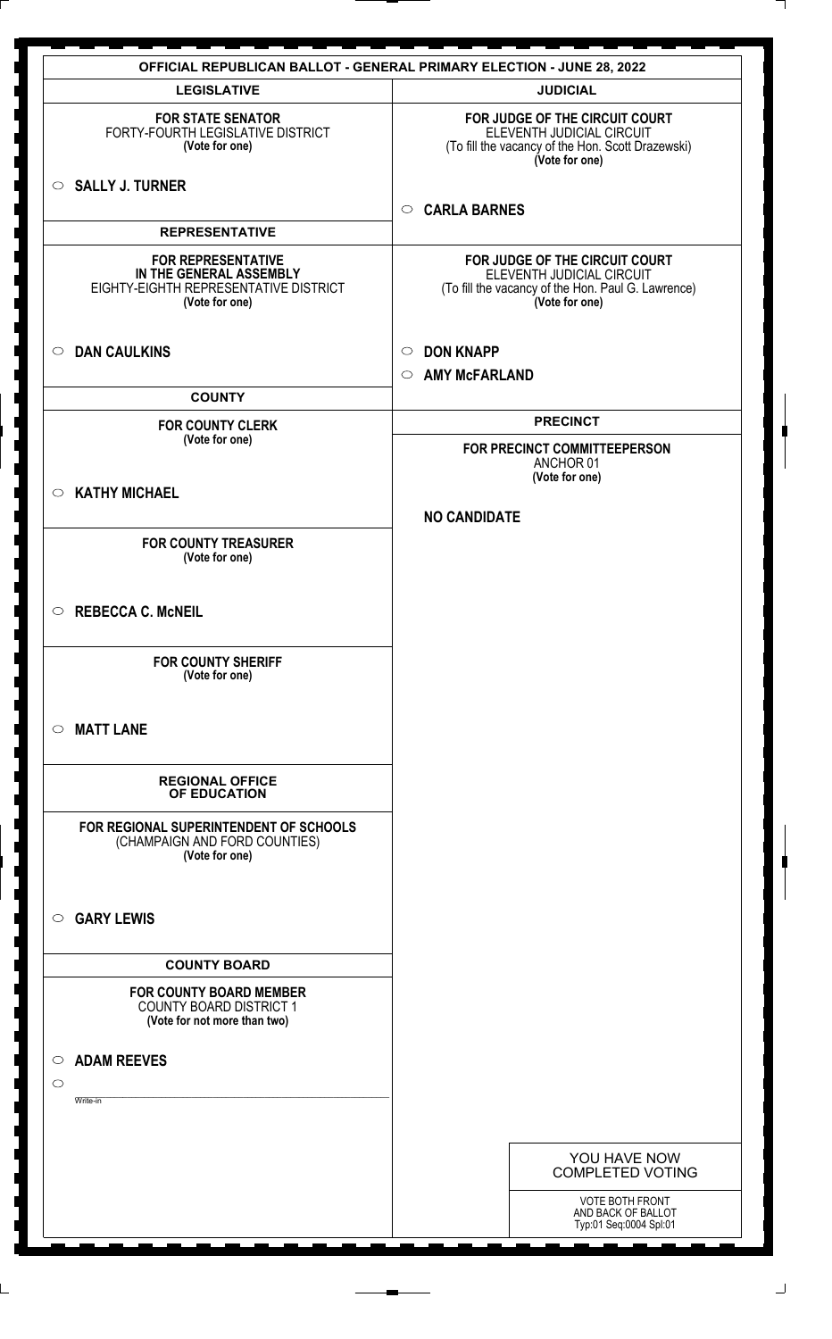# OFFICIAL REPUBLICAN BALLOT - GENERAL PRIMARY ELECTION - JUNE 28, 2022

## LEGISLATIVE

**FOR STATE SENATOR**
FORTY-FOURTH LEGISLATIVE DISTRICT
**(Vote for one)**

○ **SALLY J. TURNER**

## REPRESENTATIVE

**FOR REPRESENTATIVE IN THE GENERAL ASSEMBLY**
EIGHTY-EIGHTH REPRESENTATIVE DISTRICT
**(Vote for one)**

○ **DAN CAULKINS**

## COUNTY

**FOR COUNTY CLERK**
**(Vote for one)**

○ **KATHY MICHAEL**

**FOR COUNTY TREASURER**
**(Vote for one)**

○ **REBECCA C. McNEIL**

**FOR COUNTY SHERIFF**
**(Vote for one)**

○ **MATT LANE**

## REGIONAL OFFICE OF EDUCATION

**FOR REGIONAL SUPERINTENDENT OF SCHOOLS**
(CHAMPAIGN AND FORD COUNTIES)
**(Vote for one)**

○ **GARY LEWIS**

## COUNTY BOARD

**FOR COUNTY BOARD MEMBER**
COUNTY BOARD DISTRICT 1
**(Vote for not more than two)**

○ **ADAM REEVES**

○ ______________________
Write-in

## JUDICIAL

**FOR JUDGE OF THE CIRCUIT COURT**
ELEVENTH JUDICIAL CIRCUIT
(To fill the vacancy of the Hon. Scott Drazewski)
**(Vote for one)**

○ **CARLA BARNES**

**FOR JUDGE OF THE CIRCUIT COURT**
ELEVENTH JUDICIAL CIRCUIT
(To fill the vacancy of the Hon. Paul G. Lawrence)
**(Vote for one)**

○ **DON KNAPP**

○ **AMY McFARLAND**

## PRECINCT

**FOR PRECINCT COMMITTEEPERSON**
ANCHOR 01
**(Vote for one)**

**NO CANDIDATE**

YOU HAVE NOW COMPLETED VOTING

VOTE BOTH FRONT AND BACK OF BALLOT
Typ:01 Seq:0004 Spl:01